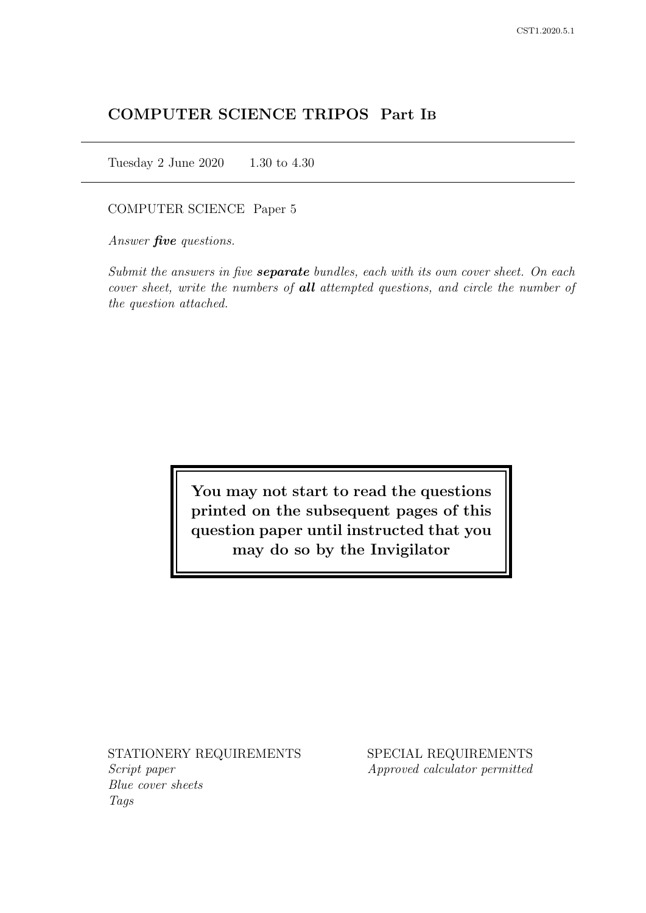# COMPUTER SCIENCE TRIPOS Part IB

Tuesday 2 June 2020     1.30 to 4.30

COMPUTER SCIENCE Paper 5

*Answer **five** questions.*

*Submit the answers in five **separate** bundles, each with its own cover sheet. On each cover sheet, write the numbers of **all** attempted questions, and circle the number of the question attached.*

**You may not start to read the questions printed on the subsequent pages of this question paper until instructed that you may do so by the Invigilator**

STATIONERY REQUIREMENTS
*Script paper*
*Blue cover sheets*
*Tags*

SPECIAL REQUIREMENTS
*Approved calculator permitted*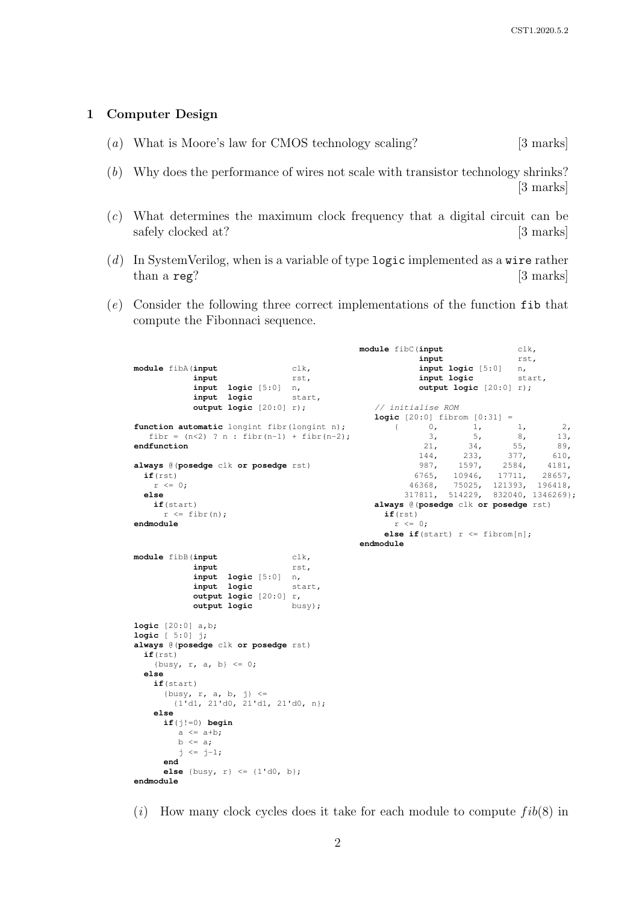## 1 Computer Design

(*a*) What is Moore's law for CMOS technology scaling? [3 marks]

(*b*) Why does the performance of wires not scale with transistor technology shrinks? [3 marks]

(*c*) What determines the maximum clock frequency that a digital circuit can be safely clocked at? [3 marks]

(*d*) In SystemVerilog, when is a variable of type `logic` implemented as a `wire` rather than a `reg`? [3 marks]

(*e*) Consider the following three correct implementations of the function `fib` that compute the Fibonnaci sequence.

```
module fibA(input              clk,
            input              rst,
            input  logic [5:0]  n,
            input  logic        start,
            output logic [20:0] r);

function automatic longint fibr(longint n);
   fibr = (n<2) ? n : fibr(n-1) + fibr(n-2);
endfunction

always @(posedge clk or posedge rst)
  if(rst)
    r <= 0;
  else
    if(start)
      r <= fibr(n);
endmodule
```

```
module fibB(input              clk,
            input              rst,
            input  logic [5:0]  n,
            input  logic        start,
            output logic [20:0] r,
            output logic        busy);

logic [20:0] a,b;
logic [ 5:0] j;
always @(posedge clk or posedge rst)
  if(rst)
    {busy, r, a, b} <= 0;
  else
    if(start)
      {busy, r, a, b, j} <=
        {1'd1, 21'd0, 21'd1, 21'd0, n};
    else
      if(j!=0) begin
        a <= a+b;
        b <= a;
        j <= j-1;
      end
      else {busy, r} <= {1'd0, b};
endmodule
```

```
module fibC(input              clk,
            input              rst,
            input logic [5:0]   n,
            input logic         start,
            output logic [20:0] r);

  // initialise ROM
  logic [20:0] fibrom [0:31] =
      {      0,       1,       1,       2,
             3,       5,       8,      13,
            21,      34,      55,      89,
           144,     233,     377,     610,
           987,    1597,    2584,    4181,
          6765,   10946,   17711,   28657,
         46368,   75025,  121393,  196418,
        317811,  514229,  832040, 1346269};
  always @(posedge clk or posedge rst)
    if(rst)
      r <= 0;
    else if(start) r <= fibrom[n];
endmodule
```

(*i*) How many clock cycles does it take for each module to compute $fib(8)$ in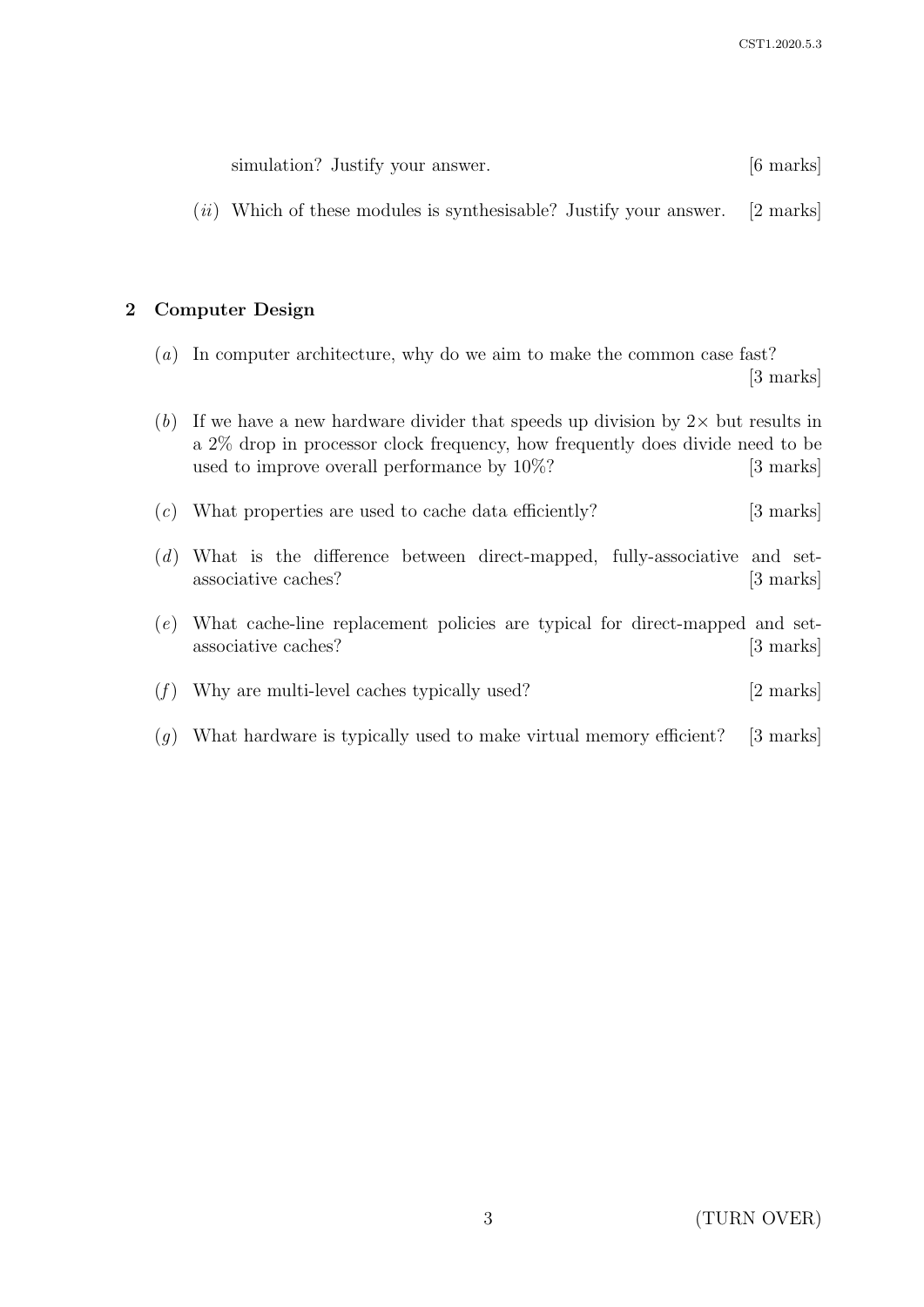simulation? Justify your answer. [6 marks]

(*ii*) Which of these modules is synthesisable? Justify your answer. [2 marks]

## 2 Computer Design

(*a*) In computer architecture, why do we aim to make the common case fast? [3 marks]

(*b*) If we have a new hardware divider that speeds up division by $2\times$ but results in a 2% drop in processor clock frequency, how frequently does divide need to be used to improve overall performance by 10%? [3 marks]

(*c*) What properties are used to cache data efficiently? [3 marks]

(*d*) What is the difference between direct-mapped, fully-associative and set-associative caches? [3 marks]

(*e*) What cache-line replacement policies are typical for direct-mapped and set-associative caches? [3 marks]

(*f*) Why are multi-level caches typically used? [2 marks]

(*g*) What hardware is typically used to make virtual memory efficient? [3 marks]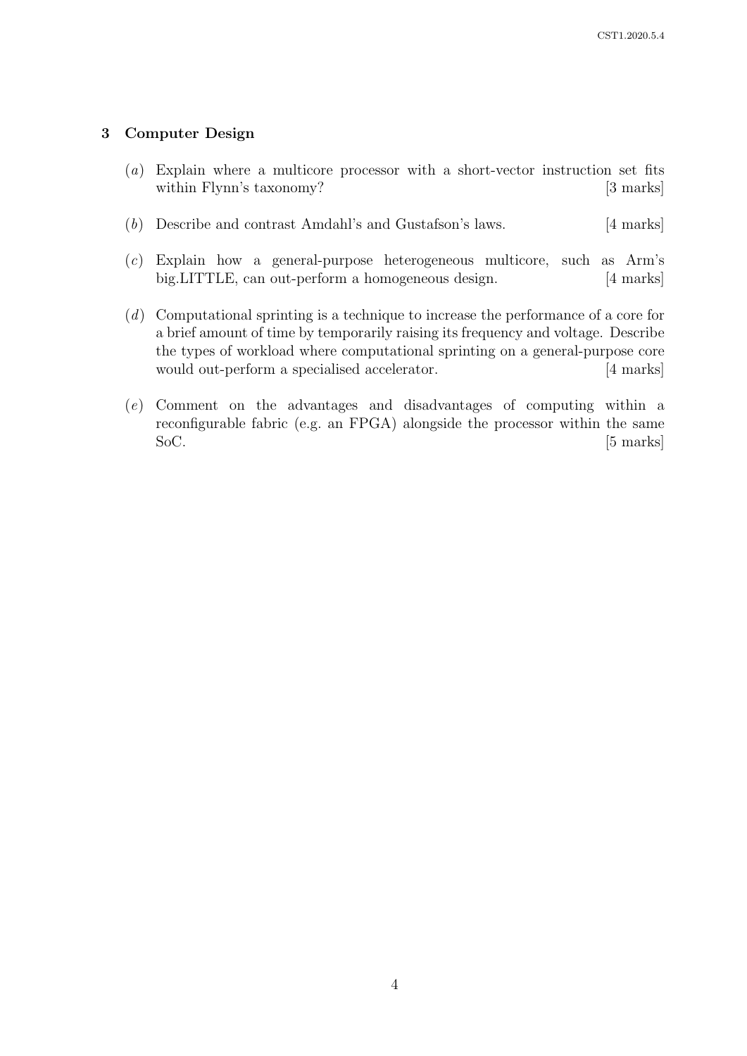## 3 Computer Design

(*a*) Explain where a multicore processor with a short-vector instruction set fits within Flynn's taxonomy? [3 marks]

(*b*) Describe and contrast Amdahl's and Gustafson's laws. [4 marks]

(*c*) Explain how a general-purpose heterogeneous multicore, such as Arm's big.LITTLE, can out-perform a homogeneous design. [4 marks]

(*d*) Computational sprinting is a technique to increase the performance of a core for a brief amount of time by temporarily raising its frequency and voltage. Describe the types of workload where computational sprinting on a general-purpose core would out-perform a specialised accelerator. [4 marks]

(*e*) Comment on the advantages and disadvantages of computing within a reconfigurable fabric (e.g. an FPGA) alongside the processor within the same SoC. [5 marks]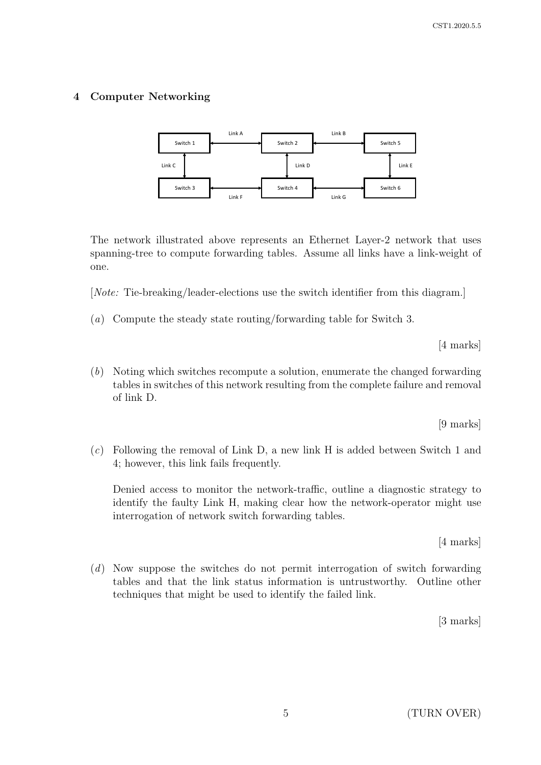## 4 Computer Networking

The network illustrated above represents an Ethernet Layer-2 network that uses spanning-tree to compute forwarding tables. Assume all links have a link-weight of one.

[*Note:* Tie-breaking/leader-elections use the switch identifier from this diagram.]

(*a*) Compute the steady state routing/forwarding table for Switch 3.

[4 marks]

(*b*) Noting which switches recompute a solution, enumerate the changed forwarding tables in switches of this network resulting from the complete failure and removal of link D.

[9 marks]

(*c*) Following the removal of Link D, a new link H is added between Switch 1 and 4; however, this link fails frequently.

Denied access to monitor the network-traffic, outline a diagnostic strategy to identify the faulty Link H, making clear how the network-operator might use interrogation of network switch forwarding tables.

[4 marks]

(*d*) Now suppose the switches do not permit interrogation of switch forwarding tables and that the link status information is untrustworthy. Outline other techniques that might be used to identify the failed link.

[3 marks]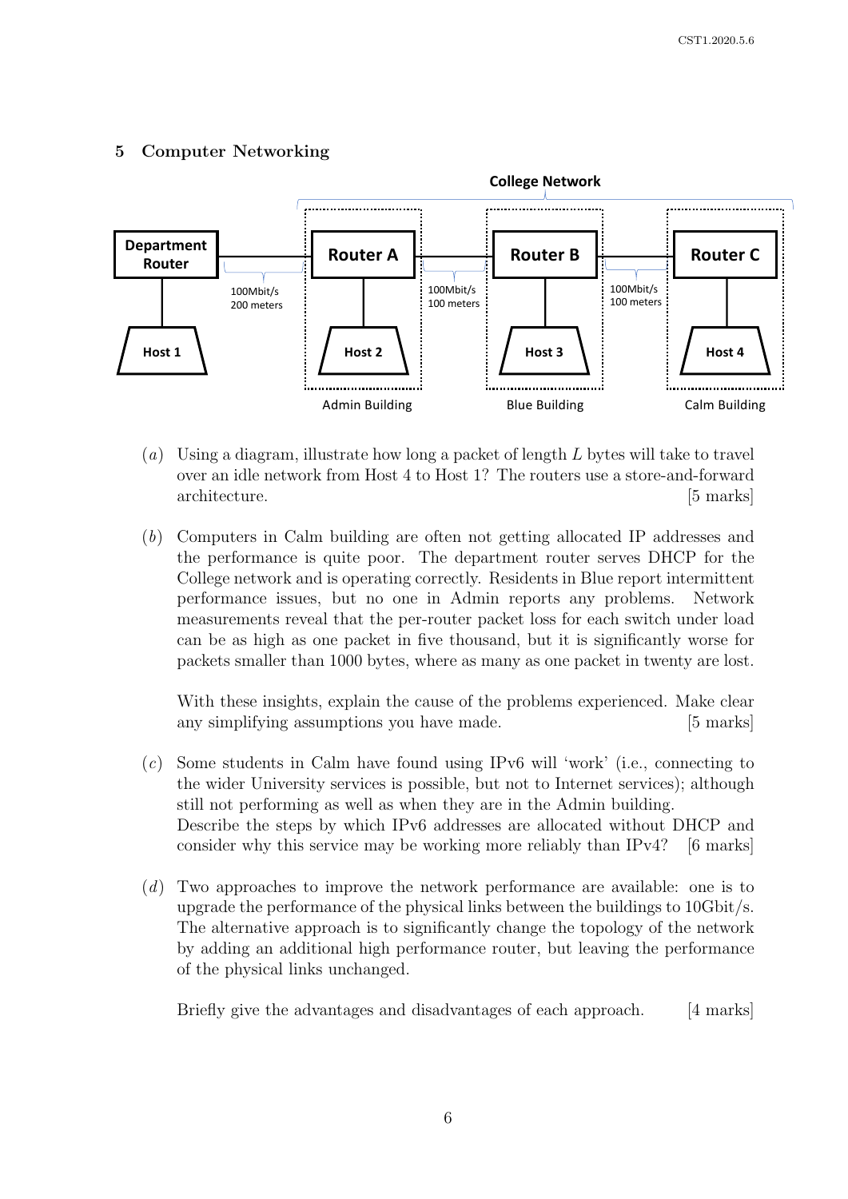## 5 Computer Networking

(*a*) Using a diagram, illustrate how long a packet of length $L$ bytes will take to travel over an idle network from Host 4 to Host 1? The routers use a store-and-forward architecture. [5 marks]

(*b*) Computers in Calm building are often not getting allocated IP addresses and the performance is quite poor. The department router serves DHCP for the College network and is operating correctly. Residents in Blue report intermittent performance issues, but no one in Admin reports any problems. Network measurements reveal that the per-router packet loss for each switch under load can be as high as one packet in five thousand, but it is significantly worse for packets smaller than 1000 bytes, where as many as one packet in twenty are lost.

With these insights, explain the cause of the problems experienced. Make clear any simplifying assumptions you have made. [5 marks]

(*c*) Some students in Calm have found using IPv6 will 'work' (i.e., connecting to the wider University services is possible, but not to Internet services); although still not performing as well as when they are in the Admin building.
Describe the steps by which IPv6 addresses are allocated without DHCP and consider why this service may be working more reliably than IPv4? [6 marks]

(*d*) Two approaches to improve the network performance are available: one is to upgrade the performance of the physical links between the buildings to 10Gbit/s. The alternative approach is to significantly change the topology of the network by adding an additional high performance router, but leaving the performance of the physical links unchanged.

Briefly give the advantages and disadvantages of each approach. [4 marks]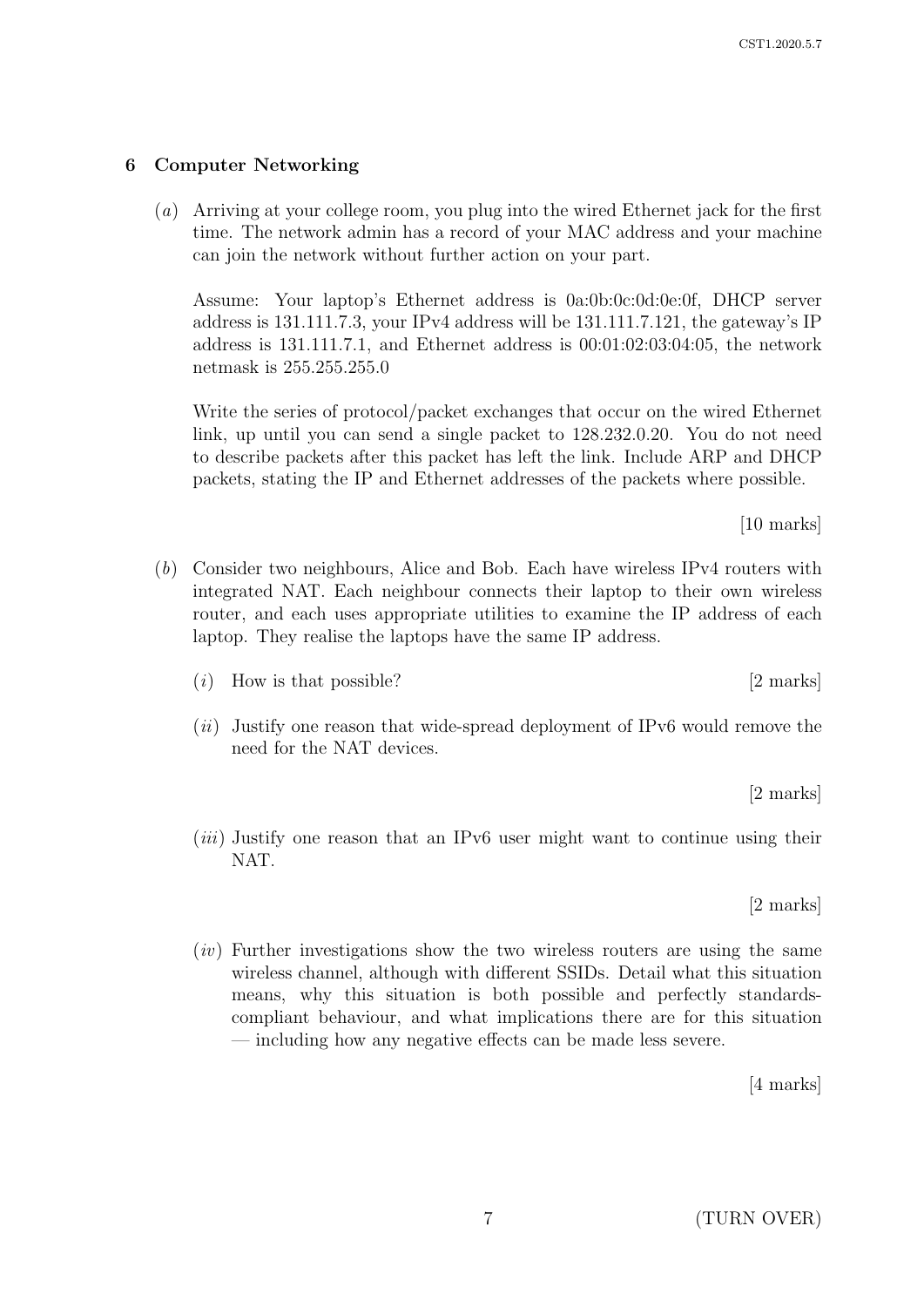## 6 Computer Networking

(*a*) Arriving at your college room, you plug into the wired Ethernet jack for the first time. The network admin has a record of your MAC address and your machine can join the network without further action on your part.

Assume: Your laptop's Ethernet address is 0a:0b:0c:0d:0e:0f, DHCP server address is 131.111.7.3, your IPv4 address will be 131.111.7.121, the gateway's IP address is 131.111.7.1, and Ethernet address is 00:01:02:03:04:05, the network netmask is 255.255.255.0

Write the series of protocol/packet exchanges that occur on the wired Ethernet link, up until you can send a single packet to 128.232.0.20. You do not need to describe packets after this packet has left the link. Include ARP and DHCP packets, stating the IP and Ethernet addresses of the packets where possible.

[10 marks]

(*b*) Consider two neighbours, Alice and Bob. Each have wireless IPv4 routers with integrated NAT. Each neighbour connects their laptop to their own wireless router, and each uses appropriate utilities to examine the IP address of each laptop. They realise the laptops have the same IP address.

(*i*) How is that possible? [2 marks]

(*ii*) Justify one reason that wide-spread deployment of IPv6 would remove the need for the NAT devices.

[2 marks]

(*iii*) Justify one reason that an IPv6 user might want to continue using their NAT.

[2 marks]

(*iv*) Further investigations show the two wireless routers are using the same wireless channel, although with different SSIDs. Detail what this situation means, why this situation is both possible and perfectly standards-compliant behaviour, and what implications there are for this situation — including how any negative effects can be made less severe.

[4 marks]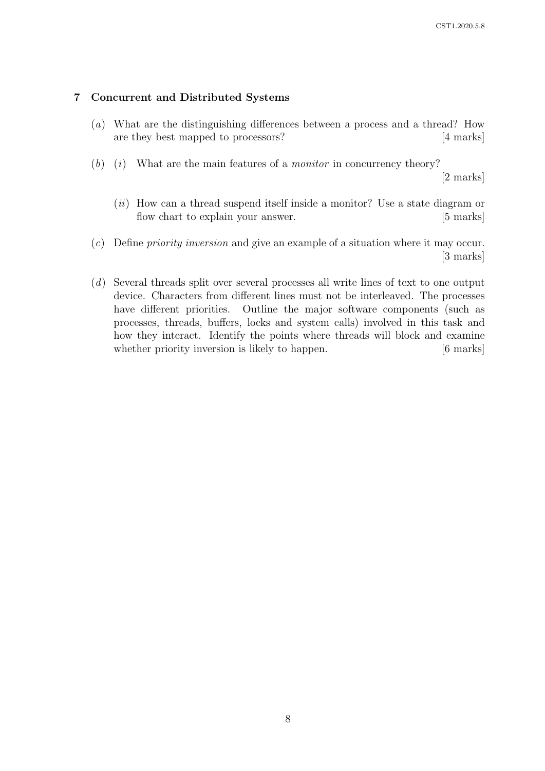## 7 Concurrent and Distributed Systems

(*a*) What are the distinguishing differences between a process and a thread? How are they best mapped to processors? [4 marks]

(*b*) (*i*) What are the main features of a *monitor* in concurrency theory? [2 marks]

(*ii*) How can a thread suspend itself inside a monitor? Use a state diagram or flow chart to explain your answer. [5 marks]

(*c*) Define *priority inversion* and give an example of a situation where it may occur. [3 marks]

(*d*) Several threads split over several processes all write lines of text to one output device. Characters from different lines must not be interleaved. The processes have different priorities. Outline the major software components (such as processes, threads, buffers, locks and system calls) involved in this task and how they interact. Identify the points where threads will block and examine whether priority inversion is likely to happen. [6 marks]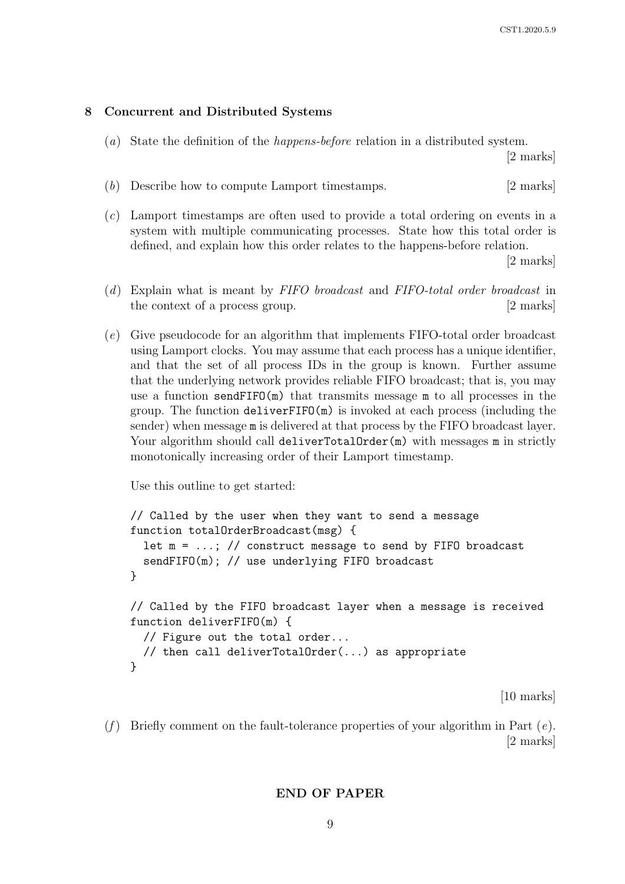## 8 Concurrent and Distributed Systems

(*a*) State the definition of the *happens-before* relation in a distributed system. [2 marks]

(*b*) Describe how to compute Lamport timestamps. [2 marks]

(*c*) Lamport timestamps are often used to provide a total ordering on events in a system with multiple communicating processes. State how this total order is defined, and explain how this order relates to the happens-before relation. [2 marks]

(*d*) Explain what is meant by *FIFO broadcast* and *FIFO-total order broadcast* in the context of a process group. [2 marks]

(*e*) Give pseudocode for an algorithm that implements FIFO-total order broadcast using Lamport clocks. You may assume that each process has a unique identifier, and that the set of all process IDs in the group is known. Further assume that the underlying network provides reliable FIFO broadcast; that is, you may use a function `sendFIFO(m)` that transmits message `m` to all processes in the group. The function `deliverFIFO(m)` is invoked at each process (including the sender) when message `m` is delivered at that process by the FIFO broadcast layer. Your algorithm should call `deliverTotalOrder(m)` with messages `m` in strictly monotonically increasing order of their Lamport timestamp.

Use this outline to get started:

```
// Called by the user when they want to send a message
function totalOrderBroadcast(msg) {
  let m = ...; // construct message to send by FIFO broadcast
  sendFIFO(m); // use underlying FIFO broadcast
}

// Called by the FIFO broadcast layer when a message is received
function deliverFIFO(m) {
  // Figure out the total order...
  // then call deliverTotalOrder(...) as appropriate
}
```

[10 marks]

(*f*) Briefly comment on the fault-tolerance properties of your algorithm in Part (*e*). [2 marks]

**END OF PAPER**